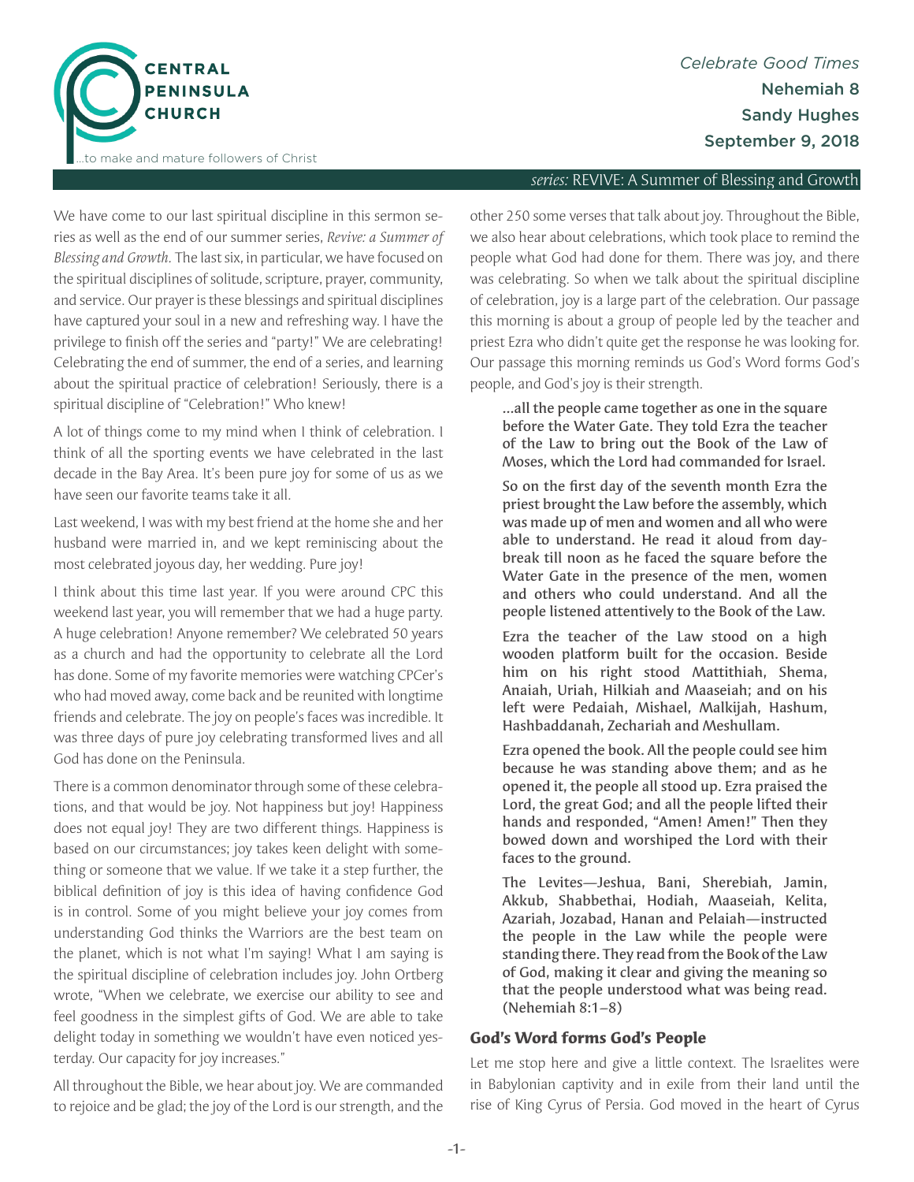Central Peninsula Church

...to make and mature followers of Christ

*Celebrate Good Times*
**Nehemiah 8**
**Sandy Hughes**
**September 9, 2018**

*series:* REVIVE: A Summer of Blessing and Growth

We have come to our last spiritual discipline in this sermon series as well as the end of our summer series, *Revive: a Summer of Blessing and Growth.* The last six, in particular, we have focused on the spiritual disciplines of solitude, scripture, prayer, community, and service. Our prayer is these blessings and spiritual disciplines have captured your soul in a new and refreshing way. I have the privilege to finish off the series and "party!" We are celebrating! Celebrating the end of summer, the end of a series, and learning about the spiritual practice of celebration! Seriously, there is a spiritual discipline of "Celebration!" Who knew!

A lot of things come to my mind when I think of celebration. I think of all the sporting events we have celebrated in the last decade in the Bay Area. It's been pure joy for some of us as we have seen our favorite teams take it all.

Last weekend, I was with my best friend at the home she and her husband were married in, and we kept reminiscing about the most celebrated joyous day, her wedding. Pure joy!

I think about this time last year. If you were around CPC this weekend last year, you will remember that we had a huge party. A huge celebration! Anyone remember? We celebrated 50 years as a church and had the opportunity to celebrate all the Lord has done. Some of my favorite memories were watching CPCer's who had moved away, come back and be reunited with longtime friends and celebrate. The joy on people's faces was incredible. It was three days of pure joy celebrating transformed lives and all God has done on the Peninsula.

There is a common denominator through some of these celebrations, and that would be joy. Not happiness but joy! Happiness does not equal joy! They are two different things. Happiness is based on our circumstances; joy takes keen delight with something or someone that we value. If we take it a step further, the biblical definition of joy is this idea of having confidence God is in control. Some of you might believe your joy comes from understanding God thinks the Warriors are the best team on the planet, which is not what I'm saying! What I am saying is the spiritual discipline of celebration includes joy. John Ortberg wrote, "When we celebrate, we exercise our ability to see and feel goodness in the simplest gifts of God. We are able to take delight today in something we wouldn't have even noticed yesterday. Our capacity for joy increases."

All throughout the Bible, we hear about joy. We are commanded to rejoice and be glad; the joy of the Lord is our strength, and the other 250 some verses that talk about joy. Throughout the Bible, we also hear about celebrations, which took place to remind the people what God had done for them. There was joy, and there was celebrating. So when we talk about the spiritual discipline of celebration, joy is a large part of the celebration. Our passage this morning is about a group of people led by the teacher and priest Ezra who didn't quite get the response he was looking for. Our passage this morning reminds us God's Word forms God's people, and God's joy is their strength.

> **...all the people came together as one in the square before the Water Gate. They told Ezra the teacher of the Law to bring out the Book of the Law of Moses, which the Lord had commanded for Israel.**
>
> **So on the first day of the seventh month Ezra the priest brought the Law before the assembly, which was made up of men and women and all who were able to understand. He read it aloud from daybreak till noon as he faced the square before the Water Gate in the presence of the men, women and others who could understand. And all the people listened attentively to the Book of the Law.**
>
> **Ezra the teacher of the Law stood on a high wooden platform built for the occasion. Beside him on his right stood Mattithiah, Shema, Anaiah, Uriah, Hilkiah and Maaseiah; and on his left were Pedaiah, Mishael, Malkijah, Hashum, Hashbaddanah, Zechariah and Meshullam.**
>
> **Ezra opened the book. All the people could see him because he was standing above them; and as he opened it, the people all stood up. Ezra praised the Lord, the great God; and all the people lifted their hands and responded, "Amen! Amen!" Then they bowed down and worshiped the Lord with their faces to the ground.**
>
> **The Levites—Jeshua, Bani, Sherebiah, Jamin, Akkub, Shabbethai, Hodiah, Maaseiah, Kelita, Azariah, Jozabad, Hanan and Pelaiah—instructed the people in the Law while the people were standing there. They read from the Book of the Law of God, making it clear and giving the meaning so that the people understood what was being read. (Nehemiah 8:1–8)**

## God's Word forms God's People

Let me stop here and give a little context. The Israelites were in Babylonian captivity and in exile from their land until the rise of King Cyrus of Persia. God moved in the heart of Cyrus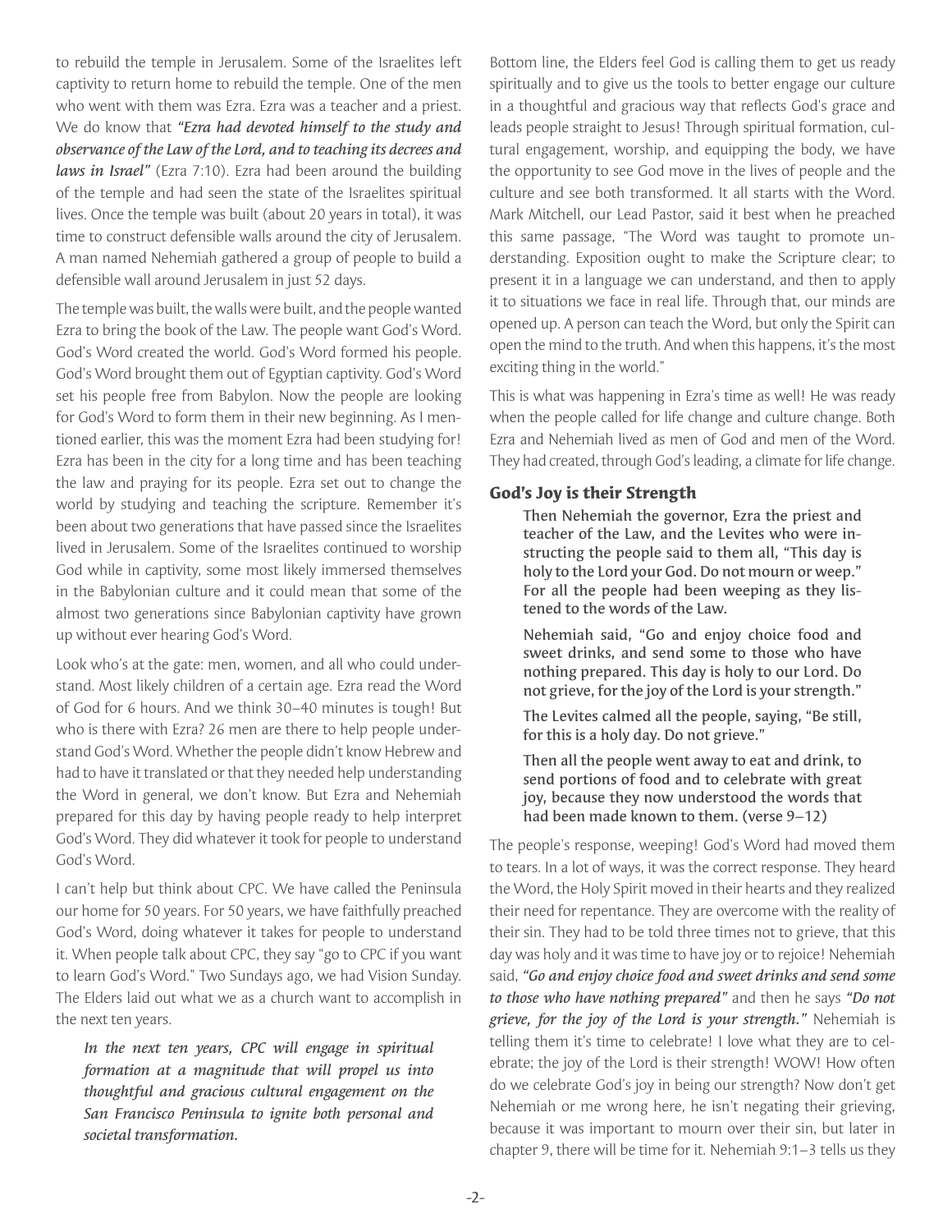to rebuild the temple in Jerusalem. Some of the Israelites left captivity to return home to rebuild the temple. One of the men who went with them was Ezra. Ezra was a teacher and a priest. We do know that ***"Ezra had devoted himself to the study and observance of the Law of the Lord, and to teaching its decrees and laws in Israel"*** (Ezra 7:10). Ezra had been around the building of the temple and had seen the state of the Israelites spiritual lives. Once the temple was built (about 20 years in total), it was time to construct defensible walls around the city of Jerusalem. A man named Nehemiah gathered a group of people to build a defensible wall around Jerusalem in just 52 days.

The temple was built, the walls were built, and the people wanted Ezra to bring the book of the Law. The people want God's Word. God's Word created the world. God's Word formed his people. God's Word brought them out of Egyptian captivity. God's Word set his people free from Babylon. Now the people are looking for God's Word to form them in their new beginning. As I mentioned earlier, this was the moment Ezra had been studying for! Ezra has been in the city for a long time and has been teaching the law and praying for its people. Ezra set out to change the world by studying and teaching the scripture. Remember it's been about two generations that have passed since the Israelites lived in Jerusalem. Some of the Israelites continued to worship God while in captivity, some most likely immersed themselves in the Babylonian culture and it could mean that some of the almost two generations since Babylonian captivity have grown up without ever hearing God's Word.

Look who's at the gate: men, women, and all who could understand. Most likely children of a certain age. Ezra read the Word of God for 6 hours. And we think 30–40 minutes is tough! But who is there with Ezra? 26 men are there to help people understand God's Word. Whether the people didn't know Hebrew and had to have it translated or that they needed help understanding the Word in general, we don't know. But Ezra and Nehemiah prepared for this day by having people ready to help interpret God's Word. They did whatever it took for people to understand God's Word.

I can't help but think about CPC. We have called the Peninsula our home for 50 years. For 50 years, we have faithfully preached God's Word, doing whatever it takes for people to understand it. When people talk about CPC, they say "go to CPC if you want to learn God's Word." Two Sundays ago, we had Vision Sunday. The Elders laid out what we as a church want to accomplish in the next ten years.

> ***In the next ten years, CPC will engage in spiritual formation at a magnitude that will propel us into thoughtful and gracious cultural engagement on the San Francisco Peninsula to ignite both personal and societal transformation.***

Bottom line, the Elders feel God is calling them to get us ready spiritually and to give us the tools to better engage our culture in a thoughtful and gracious way that reflects God's grace and leads people straight to Jesus! Through spiritual formation, cultural engagement, worship, and equipping the body, we have the opportunity to see God move in the lives of people and the culture and see both transformed. It all starts with the Word. Mark Mitchell, our Lead Pastor, said it best when he preached this same passage, "The Word was taught to promote understanding. Exposition ought to make the Scripture clear; to present it in a language we can understand, and then to apply it to situations we face in real life. Through that, our minds are opened up. A person can teach the Word, but only the Spirit can open the mind to the truth. And when this happens, it's the most exciting thing in the world."

This is what was happening in Ezra's time as well! He was ready when the people called for life change and culture change. Both Ezra and Nehemiah lived as men of God and men of the Word. They had created, through God's leading, a climate for life change.

### God's Joy is their Strength

> **Then Nehemiah the governor, Ezra the priest and teacher of the Law, and the Levites who were instructing the people said to them all, "This day is holy to the Lord your God. Do not mourn or weep." For all the people had been weeping as they listened to the words of the Law.**
>
> **Nehemiah said, "Go and enjoy choice food and sweet drinks, and send some to those who have nothing prepared. This day is holy to our Lord. Do not grieve, for the joy of the Lord is your strength."**
>
> **The Levites calmed all the people, saying, "Be still, for this is a holy day. Do not grieve."**
>
> **Then all the people went away to eat and drink, to send portions of food and to celebrate with great joy, because they now understood the words that had been made known to them. (verse 9–12)**

The people's response, weeping! God's Word had moved them to tears. In a lot of ways, it was the correct response. They heard the Word, the Holy Spirit moved in their hearts and they realized their need for repentance. They are overcome with the reality of their sin. They had to be told three times not to grieve, that this day was holy and it was time to have joy or to rejoice! Nehemiah said, ***"Go and enjoy choice food and sweet drinks and send some to those who have nothing prepared"*** and then he says ***"Do not grieve, for the joy of the Lord is your strength."*** Nehemiah is telling them it's time to celebrate! I love what they are to celebrate; the joy of the Lord is their strength! WOW! How often do we celebrate God's joy in being our strength? Now don't get Nehemiah or me wrong here, he isn't negating their grieving, because it was important to mourn over their sin, but later in chapter 9, there will be time for it. Nehemiah 9:1–3 tells us they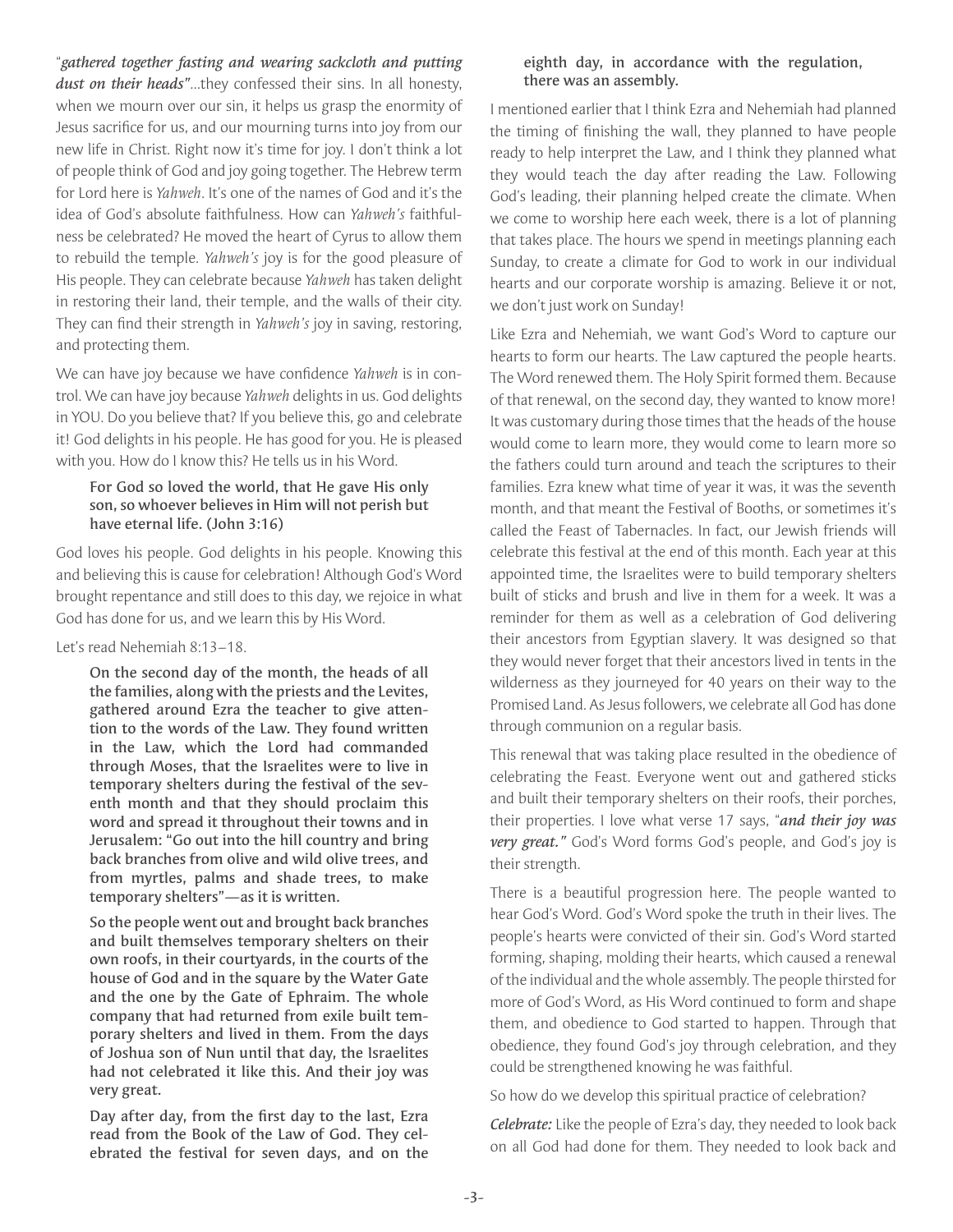"*gathered together fasting and wearing sackcloth and putting dust on their heads"*...they confessed their sins. In all honesty, when we mourn over our sin, it helps us grasp the enormity of Jesus sacrifice for us, and our mourning turns into joy from our new life in Christ. Right now it's time for joy. I don't think a lot of people think of God and joy going together. The Hebrew term for Lord here is *Yahweh*. It's one of the names of God and it's the idea of God's absolute faithfulness. How can *Yahweh's* faithfulness be celebrated? He moved the heart of Cyrus to allow them to rebuild the temple. *Yahweh's* joy is for the good pleasure of His people. They can celebrate because *Yahweh* has taken delight in restoring their land, their temple, and the walls of their city. They can find their strength in *Yahweh's* joy in saving, restoring, and protecting them.

We can have joy because we have confidence *Yahweh* is in control. We can have joy because *Yahweh* delights in us. God delights in YOU. Do you believe that? If you believe this, go and celebrate it! God delights in his people. He has good for you. He is pleased with you. How do I know this? He tells us in his Word.

> **For God so loved the world, that He gave His only son, so whoever believes in Him will not perish but have eternal life. (John 3:16)**

God loves his people. God delights in his people. Knowing this and believing this is cause for celebration! Although God's Word brought repentance and still does to this day, we rejoice in what God has done for us, and we learn this by His Word.

Let's read Nehemiah 8:13–18.

> **On the second day of the month, the heads of all the families, along with the priests and the Levites, gathered around Ezra the teacher to give attention to the words of the Law. They found written in the Law, which the Lord had commanded through Moses, that the Israelites were to live in temporary shelters during the festival of the seventh month and that they should proclaim this word and spread it throughout their towns and in Jerusalem: "Go out into the hill country and bring back branches from olive and wild olive trees, and from myrtles, palms and shade trees, to make temporary shelters"—as it is written.**
>
> **So the people went out and brought back branches and built themselves temporary shelters on their own roofs, in their courtyards, in the courts of the house of God and in the square by the Water Gate and the one by the Gate of Ephraim. The whole company that had returned from exile built temporary shelters and lived in them. From the days of Joshua son of Nun until that day, the Israelites had not celebrated it like this. And their joy was very great.**
>
> **Day after day, from the first day to the last, Ezra read from the Book of the Law of God. They celebrated the festival for seven days, and on the eighth day, in accordance with the regulation, there was an assembly.**

I mentioned earlier that I think Ezra and Nehemiah had planned the timing of finishing the wall, they planned to have people ready to help interpret the Law, and I think they planned what they would teach the day after reading the Law. Following God's leading, their planning helped create the climate. When we come to worship here each week, there is a lot of planning that takes place. The hours we spend in meetings planning each Sunday, to create a climate for God to work in our individual hearts and our corporate worship is amazing. Believe it or not, we don't just work on Sunday!

Like Ezra and Nehemiah, we want God's Word to capture our hearts to form our hearts. The Law captured the people hearts. The Word renewed them. The Holy Spirit formed them. Because of that renewal, on the second day, they wanted to know more! It was customary during those times that the heads of the house would come to learn more, they would come to learn more so the fathers could turn around and teach the scriptures to their families. Ezra knew what time of year it was, it was the seventh month, and that meant the Festival of Booths, or sometimes it's called the Feast of Tabernacles. In fact, our Jewish friends will celebrate this festival at the end of this month. Each year at this appointed time, the Israelites were to build temporary shelters built of sticks and brush and live in them for a week. It was a reminder for them as well as a celebration of God delivering their ancestors from Egyptian slavery. It was designed so that they would never forget that their ancestors lived in tents in the wilderness as they journeyed for 40 years on their way to the Promised Land. As Jesus followers, we celebrate all God has done through communion on a regular basis.

This renewal that was taking place resulted in the obedience of celebrating the Feast. Everyone went out and gathered sticks and built their temporary shelters on their roofs, their porches, their properties. I love what verse 17 says, "***and their joy was very great."*** God's Word forms God's people, and God's joy is their strength.

There is a beautiful progression here. The people wanted to hear God's Word. God's Word spoke the truth in their lives. The people's hearts were convicted of their sin. God's Word started forming, shaping, molding their hearts, which caused a renewal of the individual and the whole assembly. The people thirsted for more of God's Word, as His Word continued to form and shape them, and obedience to God started to happen. Through that obedience, they found God's joy through celebration, and they could be strengthened knowing he was faithful.

So how do we develop this spiritual practice of celebration?

***Celebrate:*** Like the people of Ezra's day, they needed to look back on all God had done for them. They needed to look back and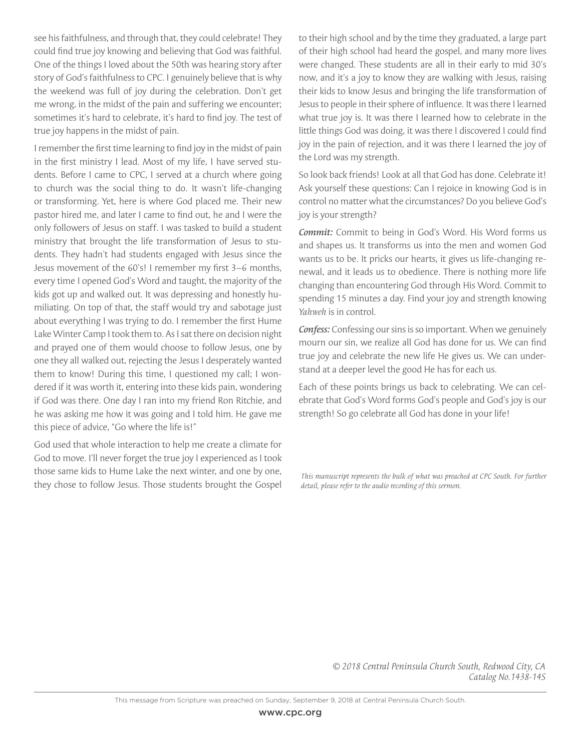see his faithfulness, and through that, they could celebrate! They could find true joy knowing and believing that God was faithful. One of the things I loved about the 50th was hearing story after story of God's faithfulness to CPC. I genuinely believe that is why the weekend was full of joy during the celebration. Don't get me wrong, in the midst of the pain and suffering we encounter; sometimes it's hard to celebrate, it's hard to find joy. The test of true joy happens in the midst of pain.

I remember the first time learning to find joy in the midst of pain in the first ministry I lead. Most of my life, I have served students. Before I came to CPC, I served at a church where going to church was the social thing to do. It wasn't life-changing or transforming. Yet, here is where God placed me. Their new pastor hired me, and later I came to find out, he and I were the only followers of Jesus on staff. I was tasked to build a student ministry that brought the life transformation of Jesus to students. They hadn't had students engaged with Jesus since the Jesus movement of the 60's! I remember my first 3–6 months, every time I opened God's Word and taught, the majority of the kids got up and walked out. It was depressing and honestly humiliating. On top of that, the staff would try and sabotage just about everything I was trying to do. I remember the first Hume Lake Winter Camp I took them to. As I sat there on decision night and prayed one of them would choose to follow Jesus, one by one they all walked out, rejecting the Jesus I desperately wanted them to know! During this time, I questioned my call; I wondered if it was worth it, entering into these kids pain, wondering if God was there. One day I ran into my friend Ron Ritchie, and he was asking me how it was going and I told him. He gave me this piece of advice, "Go where the life is!"

God used that whole interaction to help me create a climate for God to move. I'll never forget the true joy I experienced as I took those same kids to Hume Lake the next winter, and one by one, they chose to follow Jesus. Those students brought the Gospel to their high school and by the time they graduated, a large part of their high school had heard the gospel, and many more lives were changed. These students are all in their early to mid 30's now, and it's a joy to know they are walking with Jesus, raising their kids to know Jesus and bringing the life transformation of Jesus to people in their sphere of influence. It was there I learned what true joy is. It was there I learned how to celebrate in the little things God was doing, it was there I discovered I could find joy in the pain of rejection, and it was there I learned the joy of the Lord was my strength.

So look back friends! Look at all that God has done. Celebrate it! Ask yourself these questions: Can I rejoice in knowing God is in control no matter what the circumstances? Do you believe God's joy is your strength?

***Commit:*** Commit to being in God's Word. His Word forms us and shapes us. It transforms us into the men and women God wants us to be. It pricks our hearts, it gives us life-changing renewal, and it leads us to obedience. There is nothing more life changing than encountering God through His Word. Commit to spending 15 minutes a day. Find your joy and strength knowing *Yahweh* is in control.

***Confess:*** Confessing our sins is so important. When we genuinely mourn our sin, we realize all God has done for us. We can find true joy and celebrate the new life He gives us. We can understand at a deeper level the good He has for each us.

Each of these points brings us back to celebrating. We can celebrate that God's Word forms God's people and God's joy is our strength! So go celebrate all God has done in your life!

*This manuscript represents the bulk of what was preached at CPC South. For further detail, please refer to the audio recording of this sermon.*

*© 2018 Central Peninsula Church South, Redwood City, CA*
*Catalog No.1438-14S*

This message from Scripture was preached on Sunday, September 9, 2018 at Central Peninsula Church South.

www.cpc.org